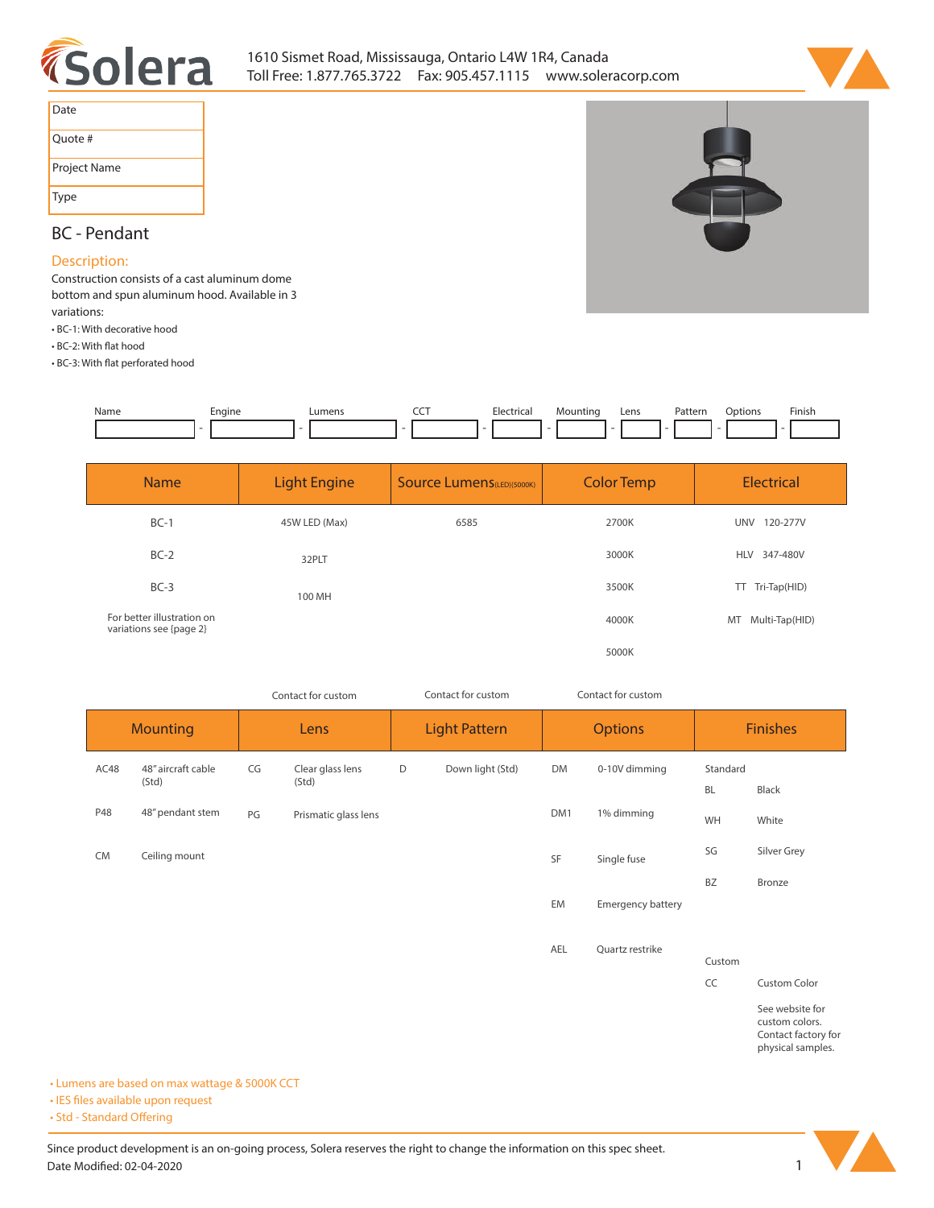# Solera

1610 Sismet Road, Mississauga, Ontario L4W 1R4, Canada
Toll Free: 1.877.765.3722 Fax: 905.457.1115 www.soleracorp.com

| Date | |
|---|---|
| Quote # | |
| Project Name | |
| Type | |

## BC - Pendant

### Description:

Construction consists of a cast aluminum dome bottom and spun aluminum hood. Available in 3 variations:

- BC-1: With decorative hood
- BC-2: With flat hood
- BC-3: With flat perforated hood

| Name | Engine | Lumens | CCT | Electrical | Mounting | Lens | Pattern | Options | Finish |
|---|---|---|---|---|---|---|---|---|---|
| | | | | | | | | | |

| Name | Light Engine | Source Lumens (LED)(5000K) | Color Temp | Electrical |
|---|---|---|---|---|
| BC-1 | 45W LED (Max) | 6585 | 2700K | UNV 120-277V |
| BC-2 | 32PLT | | 3000K | HLV 347-480V |
| BC-3 | 100 MH | | 3500K | TT Tri-Tap(HID) |
| For better illustration on variations see {page 2} | | | 4000K | MT Multi-Tap(HID) |
| | | | 5000K | |

| Mounting | | Lens (Contact for custom) | | Light Pattern (Contact for custom) | | Options (Contact for custom) | | Finishes | |
|---|---|---|---|---|---|---|---|---|---|
| AC48 | 48" aircraft cable (Std) | CG | Clear glass lens (Std) | D | Down light (Std) | DM | 0-10V dimming | Standard | |
| P48 | 48" pendant stem | PG | Prismatic glass lens | | | DM1 | 1% dimming | BL | Black |
| CM | Ceiling mount | | | | | SF | Single fuse | WH | White |
| | | | | | | EM | Emergency battery | SG | Silver Grey |
| | | | | | | AEL | Quartz restrike | BZ | Bronze |
| | | | | | | | | Custom | |
| | | | | | | | | CC | Custom Color |
| | | | | | | | | | See website for custom colors. Contact factory for physical samples. |

- Lumens are based on max wattage & 5000K CCT
- IES files available upon request
- Std - Standard Offering

Since product development is an on-going process, Solera reserves the right to change the information on this spec sheet.
Date Modified: 02-04-2020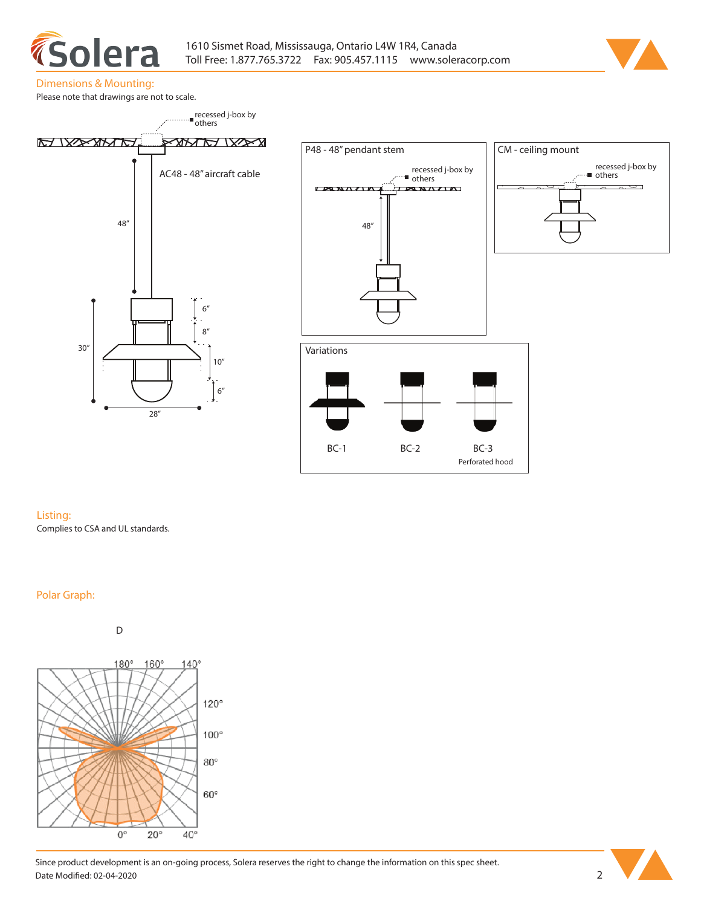## Dimensions & Mounting:

Please note that drawings are not to scale.

recessed j-box by others

AC48 - 48" aircraft cable

48"

6"

8"

30"

10"

6"

28"

P48 - 48" pendant stem

recessed j-box by others

48"

CM - ceiling mount

recessed j-box by others

Variations

BC-1

BC-2

BC-3

Perforated hood

## Listing:

Complies to CSA and UL standards.

## Polar Graph:

D

180° 160° 140°

120°

100°

80°

60°

0° 20° 40°

Since product development is an on-going process, Solera reserves the right to change the information on this spec sheet.

Date Modified: 02-04-2020